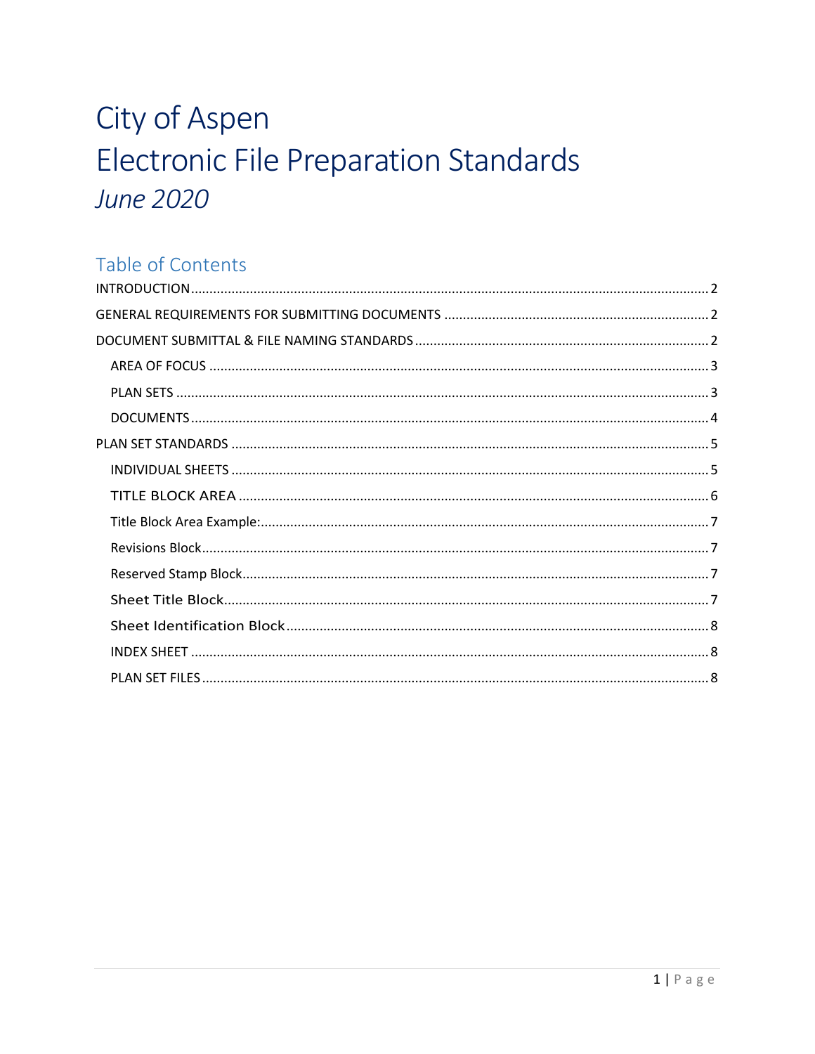# City of Aspen
# Electronic File Preparation Standards
# *June 2020*

## Table of Contents

INTRODUCTION .......... 2

GENERAL REQUIREMENTS FOR SUBMITTING DOCUMENTS .......... 2

DOCUMENT SUBMITTAL & FILE NAMING STANDARDS .......... 2

- AREA OF FOCUS .......... 3
- PLAN SETS .......... 3
- DOCUMENTS .......... 4

PLAN SET STANDARDS .......... 5

- INDIVIDUAL SHEETS .......... 5
- TITLE BLOCK AREA .......... 6
- Title Block Area Example: .......... 7
- Revisions Block .......... 7
- Reserved Stamp Block .......... 7
- Sheet Title Block .......... 7
- Sheet Identification Block .......... 8
- INDEX SHEET .......... 8
- PLAN SET FILES .......... 8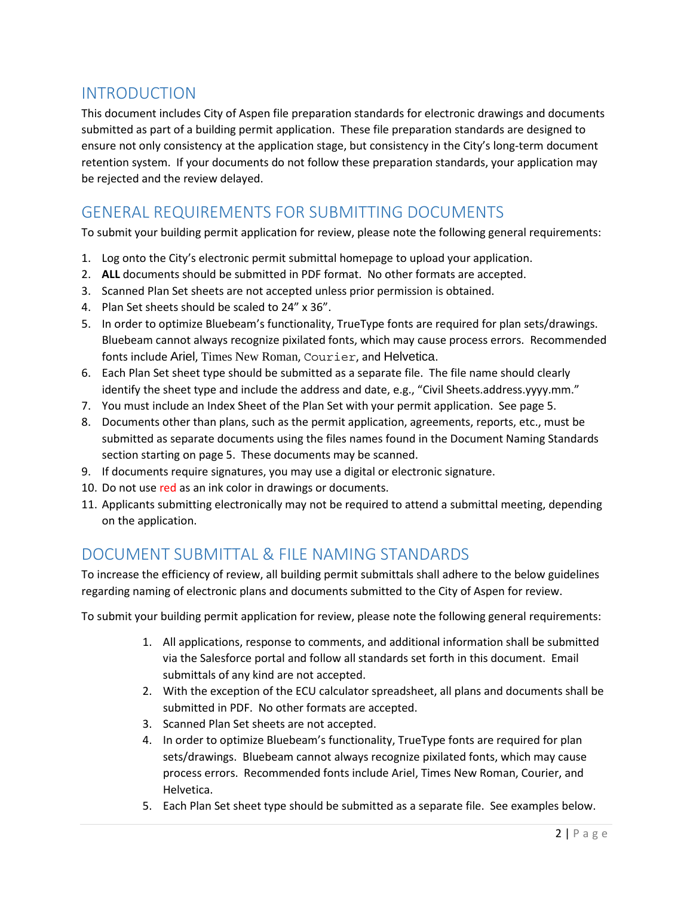## INTRODUCTION

This document includes City of Aspen file preparation standards for electronic drawings and documents submitted as part of a building permit application. These file preparation standards are designed to ensure not only consistency at the application stage, but consistency in the City's long-term document retention system. If your documents do not follow these preparation standards, your application may be rejected and the review delayed.

## GENERAL REQUIREMENTS FOR SUBMITTING DOCUMENTS

To submit your building permit application for review, please note the following general requirements:

1. Log onto the City's electronic permit submittal homepage to upload your application.
2. **ALL** documents should be submitted in PDF format. No other formats are accepted.
3. Scanned Plan Set sheets are not accepted unless prior permission is obtained.
4. Plan Set sheets should be scaled to 24" x 36".
5. In order to optimize Bluebeam's functionality, TrueType fonts are required for plan sets/drawings. Bluebeam cannot always recognize pixilated fonts, which may cause process errors. Recommended fonts include Ariel, Times New Roman, Courier, and Helvetica.
6. Each Plan Set sheet type should be submitted as a separate file. The file name should clearly identify the sheet type and include the address and date, e.g., "Civil Sheets.address.yyyy.mm."
7. You must include an Index Sheet of the Plan Set with your permit application. See page 5.
8. Documents other than plans, such as the permit application, agreements, reports, etc., must be submitted as separate documents using the files names found in the Document Naming Standards section starting on page 5. These documents may be scanned.
9. If documents require signatures, you may use a digital or electronic signature.
10. Do not use red as an ink color in drawings or documents.
11. Applicants submitting electronically may not be required to attend a submittal meeting, depending on the application.

## DOCUMENT SUBMITTAL & FILE NAMING STANDARDS

To increase the efficiency of review, all building permit submittals shall adhere to the below guidelines regarding naming of electronic plans and documents submitted to the City of Aspen for review.

To submit your building permit application for review, please note the following general requirements:

1. All applications, response to comments, and additional information shall be submitted via the Salesforce portal and follow all standards set forth in this document. Email submittals of any kind are not accepted.
2. With the exception of the ECU calculator spreadsheet, all plans and documents shall be submitted in PDF. No other formats are accepted.
3. Scanned Plan Set sheets are not accepted.
4. In order to optimize Bluebeam's functionality, TrueType fonts are required for plan sets/drawings. Bluebeam cannot always recognize pixilated fonts, which may cause process errors. Recommended fonts include Ariel, Times New Roman, Courier, and Helvetica.
5. Each Plan Set sheet type should be submitted as a separate file. See examples below.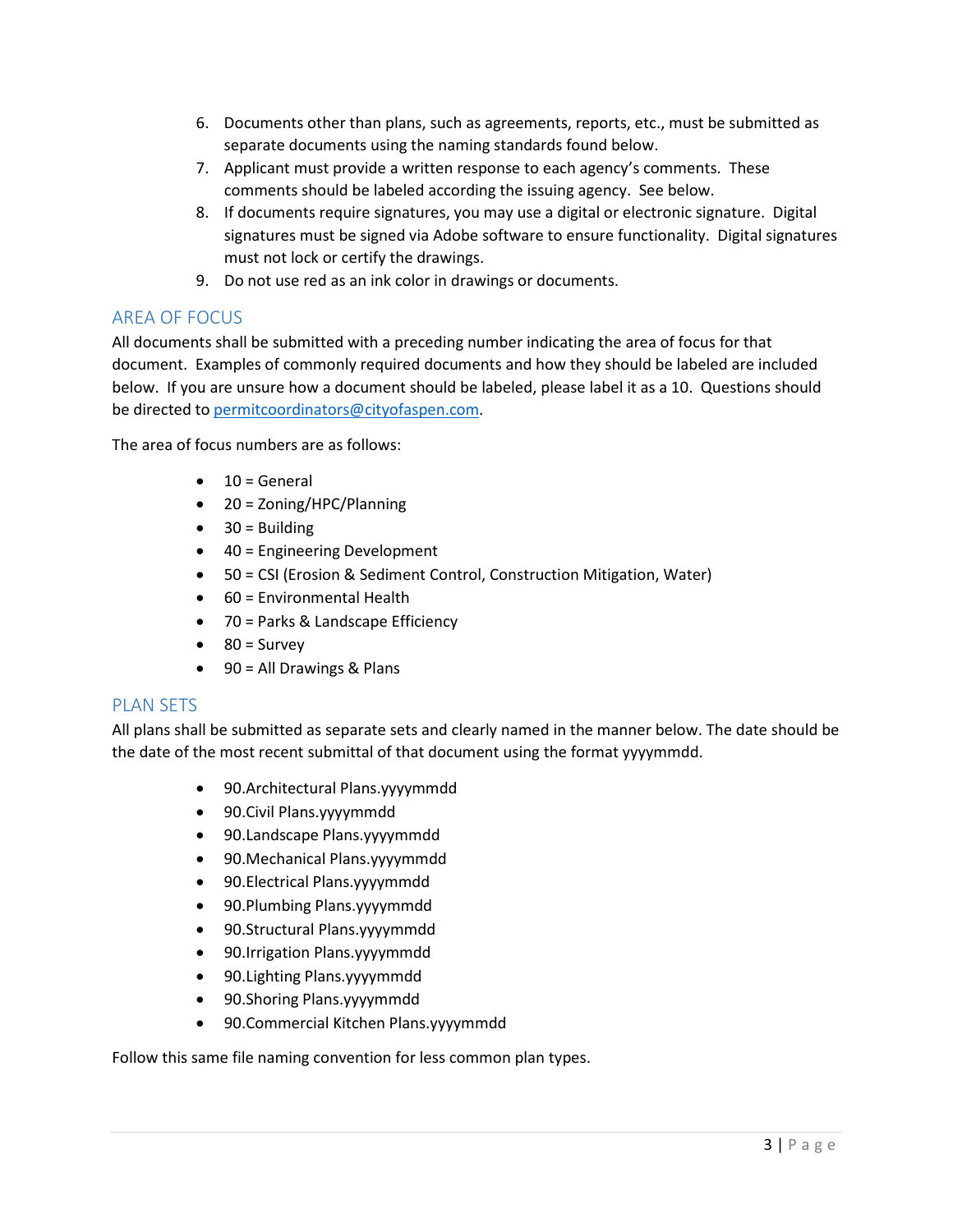6. Documents other than plans, such as agreements, reports, etc., must be submitted as separate documents using the naming standards found below.
7. Applicant must provide a written response to each agency's comments. These comments should be labeled according the issuing agency. See below.
8. If documents require signatures, you may use a digital or electronic signature. Digital signatures must be signed via Adobe software to ensure functionality. Digital signatures must not lock or certify the drawings.
9. Do not use red as an ink color in drawings or documents.

## AREA OF FOCUS

All documents shall be submitted with a preceding number indicating the area of focus for that document. Examples of commonly required documents and how they should be labeled are included below. If you are unsure how a document should be labeled, please label it as a 10. Questions should be directed to permitcoordinators@cityofaspen.com.

The area of focus numbers are as follows:

- 10 = General
- 20 = Zoning/HPC/Planning
- 30 = Building
- 40 = Engineering Development
- 50 = CSI (Erosion & Sediment Control, Construction Mitigation, Water)
- 60 = Environmental Health
- 70 = Parks & Landscape Efficiency
- 80 = Survey
- 90 = All Drawings & Plans

## PLAN SETS

All plans shall be submitted as separate sets and clearly named in the manner below. The date should be the date of the most recent submittal of that document using the format yyyymmdd.

- 90.Architectural Plans.yyyymmdd
- 90.Civil Plans.yyyymmdd
- 90.Landscape Plans.yyyymmdd
- 90.Mechanical Plans.yyyymmdd
- 90.Electrical Plans.yyyymmdd
- 90.Plumbing Plans.yyyymmdd
- 90.Structural Plans.yyyymmdd
- 90.Irrigation Plans.yyyymmdd
- 90.Lighting Plans.yyyymmdd
- 90.Shoring Plans.yyyymmdd
- 90.Commercial Kitchen Plans.yyyymmdd

Follow this same file naming convention for less common plan types.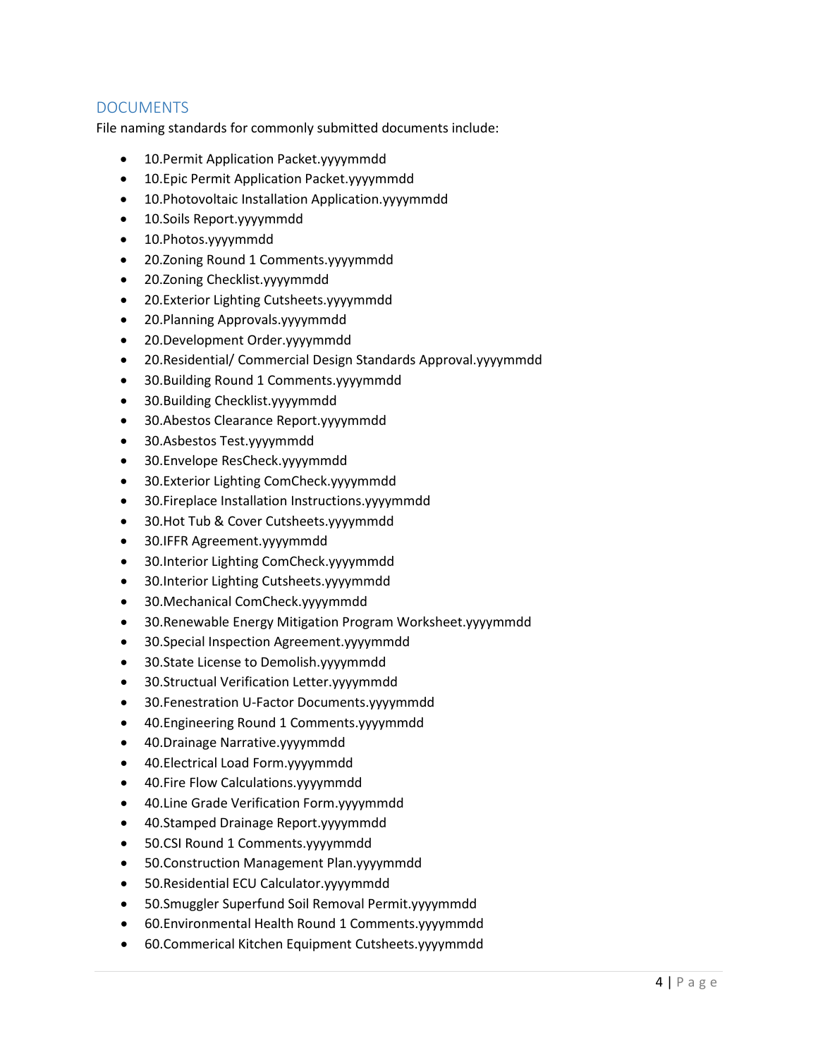## DOCUMENTS

File naming standards for commonly submitted documents include:

- 10.Permit Application Packet.yyyymmdd
- 10.Epic Permit Application Packet.yyyymmdd
- 10.Photovoltaic Installation Application.yyyymmdd
- 10.Soils Report.yyyymmdd
- 10.Photos.yyyymmdd
- 20.Zoning Round 1 Comments.yyyymmdd
- 20.Zoning Checklist.yyyymmdd
- 20.Exterior Lighting Cutsheets.yyyymmdd
- 20.Planning Approvals.yyyymmdd
- 20.Development Order.yyyymmdd
- 20.Residential/ Commercial Design Standards Approval.yyyymmdd
- 30.Building Round 1 Comments.yyyymmdd
- 30.Building Checklist.yyyymmdd
- 30.Abestos Clearance Report.yyyymmdd
- 30.Asbestos Test.yyyymmdd
- 30.Envelope ResCheck.yyyymmdd
- 30.Exterior Lighting ComCheck.yyyymmdd
- 30.Fireplace Installation Instructions.yyyymmdd
- 30.Hot Tub & Cover Cutsheets.yyyymmdd
- 30.IFFR Agreement.yyyymmdd
- 30.Interior Lighting ComCheck.yyyymmdd
- 30.Interior Lighting Cutsheets.yyyymmdd
- 30.Mechanical ComCheck.yyyymmdd
- 30.Renewable Energy Mitigation Program Worksheet.yyyymmdd
- 30.Special Inspection Agreement.yyyymmdd
- 30.State License to Demolish.yyyymmdd
- 30.Structual Verification Letter.yyyymmdd
- 30.Fenestration U-Factor Documents.yyyymmdd
- 40.Engineering Round 1 Comments.yyyymmdd
- 40.Drainage Narrative.yyyymmdd
- 40.Electrical Load Form.yyyymmdd
- 40.Fire Flow Calculations.yyyymmdd
- 40.Line Grade Verification Form.yyyymmdd
- 40.Stamped Drainage Report.yyyymmdd
- 50.CSI Round 1 Comments.yyyymmdd
- 50.Construction Management Plan.yyyymmdd
- 50.Residential ECU Calculator.yyyymmdd
- 50.Smuggler Superfund Soil Removal Permit.yyyymmdd
- 60.Environmental Health Round 1 Comments.yyyymmdd
- 60.Commerical Kitchen Equipment Cutsheets.yyyymmdd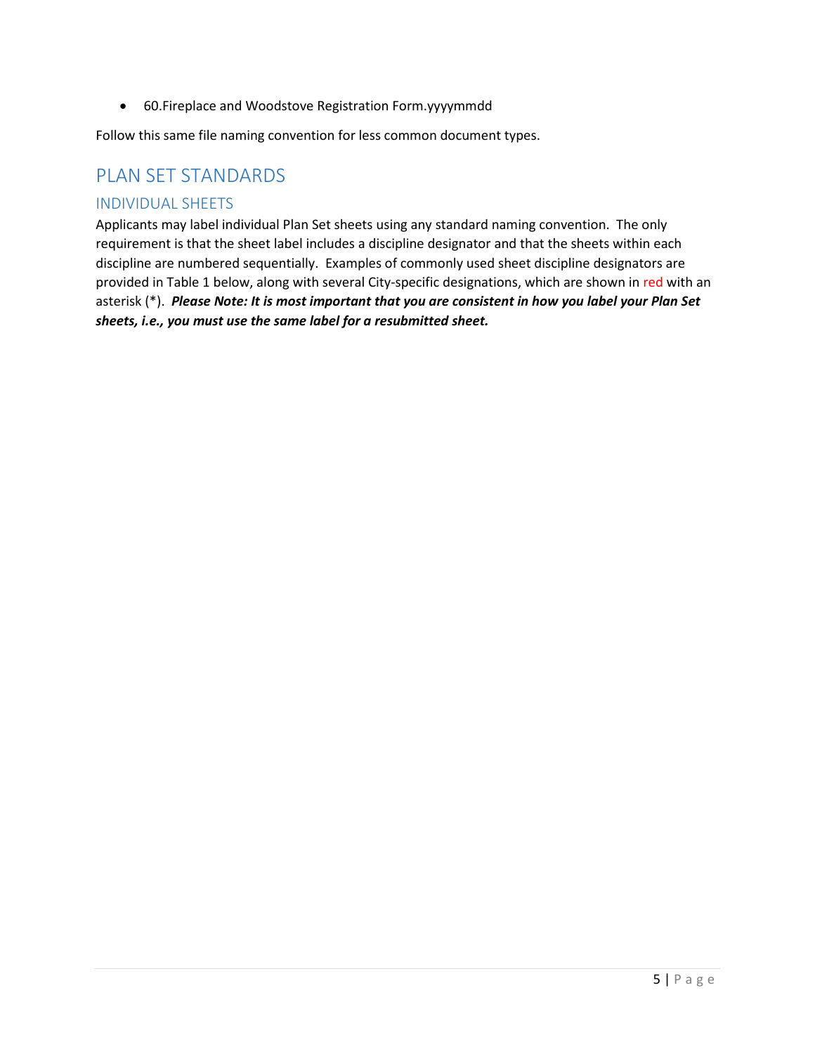- 60.Fireplace and Woodstove Registration Form.yyyymmdd

Follow this same file naming convention for less common document types.

# PLAN SET STANDARDS

## INDIVIDUAL SHEETS

Applicants may label individual Plan Set sheets using any standard naming convention. The only requirement is that the sheet label includes a discipline designator and that the sheets within each discipline are numbered sequentially. Examples of commonly used sheet discipline designators are provided in Table 1 below, along with several City-specific designations, which are shown in red with an asterisk (*). ***Please Note: It is most important that you are consistent in how you label your Plan Set sheets, i.e., you must use the same label for a resubmitted sheet.***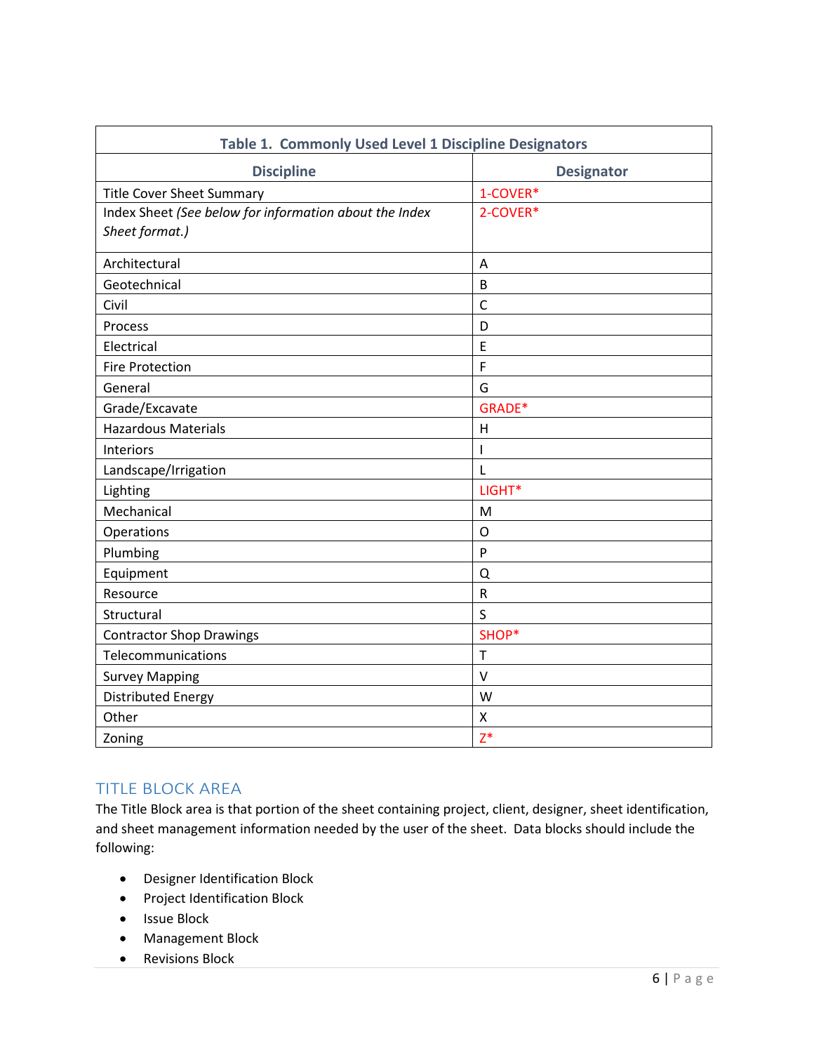| Table 1. Commonly Used Level 1 Discipline Designators | |
|---|---|
| **Discipline** | **Designator** |
| Title Cover Sheet Summary | 1-COVER* |
| Index Sheet *(See below for information about the Index Sheet format.)* | 2-COVER* |
| Architectural | A |
| Geotechnical | B |
| Civil | C |
| Process | D |
| Electrical | E |
| Fire Protection | F |
| General | G |
| Grade/Excavate | GRADE* |
| Hazardous Materials | H |
| Interiors | I |
| Landscape/Irrigation | L |
| Lighting | LIGHT* |
| Mechanical | M |
| Operations | O |
| Plumbing | P |
| Equipment | Q |
| Resource | R |
| Structural | S |
| Contractor Shop Drawings | SHOP* |
| Telecommunications | T |
| Survey Mapping | V |
| Distributed Energy | W |
| Other | X |
| Zoning | Z* |

## TITLE BLOCK AREA

The Title Block area is that portion of the sheet containing project, client, designer, sheet identification, and sheet management information needed by the user of the sheet. Data blocks should include the following:

- Designer Identification Block
- Project Identification Block
- Issue Block
- Management Block
- Revisions Block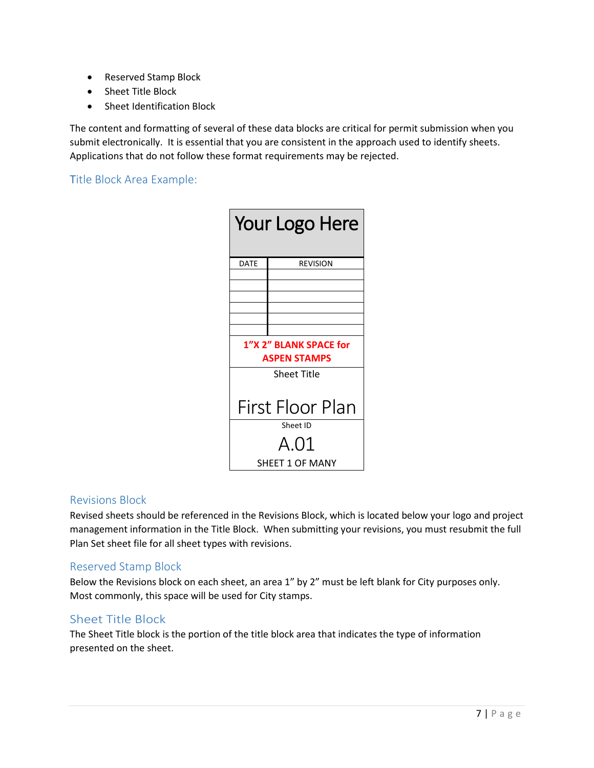- Reserved Stamp Block
- Sheet Title Block
- Sheet Identification Block

The content and formatting of several of these data blocks are critical for permit submission when you submit electronically. It is essential that you are consistent in the approach used to identify sheets. Applications that do not follow these format requirements may be rejected.

### Title Block Area Example:

| Your Logo Here | |
|---|---|
| DATE | REVISION |
| | |
| | |
| | |
| | |
| | |
| | |
| **1"X 2" BLANK SPACE for ASPEN STAMPS** | |
| Sheet Title<br><br>First Floor Plan | |
| Sheet ID<br>A.01<br>SHEET 1 OF MANY | |

### Revisions Block

Revised sheets should be referenced in the Revisions Block, which is located below your logo and project management information in the Title Block. When submitting your revisions, you must resubmit the full Plan Set sheet file for all sheet types with revisions.

### Reserved Stamp Block

Below the Revisions block on each sheet, an area 1" by 2" must be left blank for City purposes only. Most commonly, this space will be used for City stamps.

### Sheet Title Block

The Sheet Title block is the portion of the title block area that indicates the type of information presented on the sheet.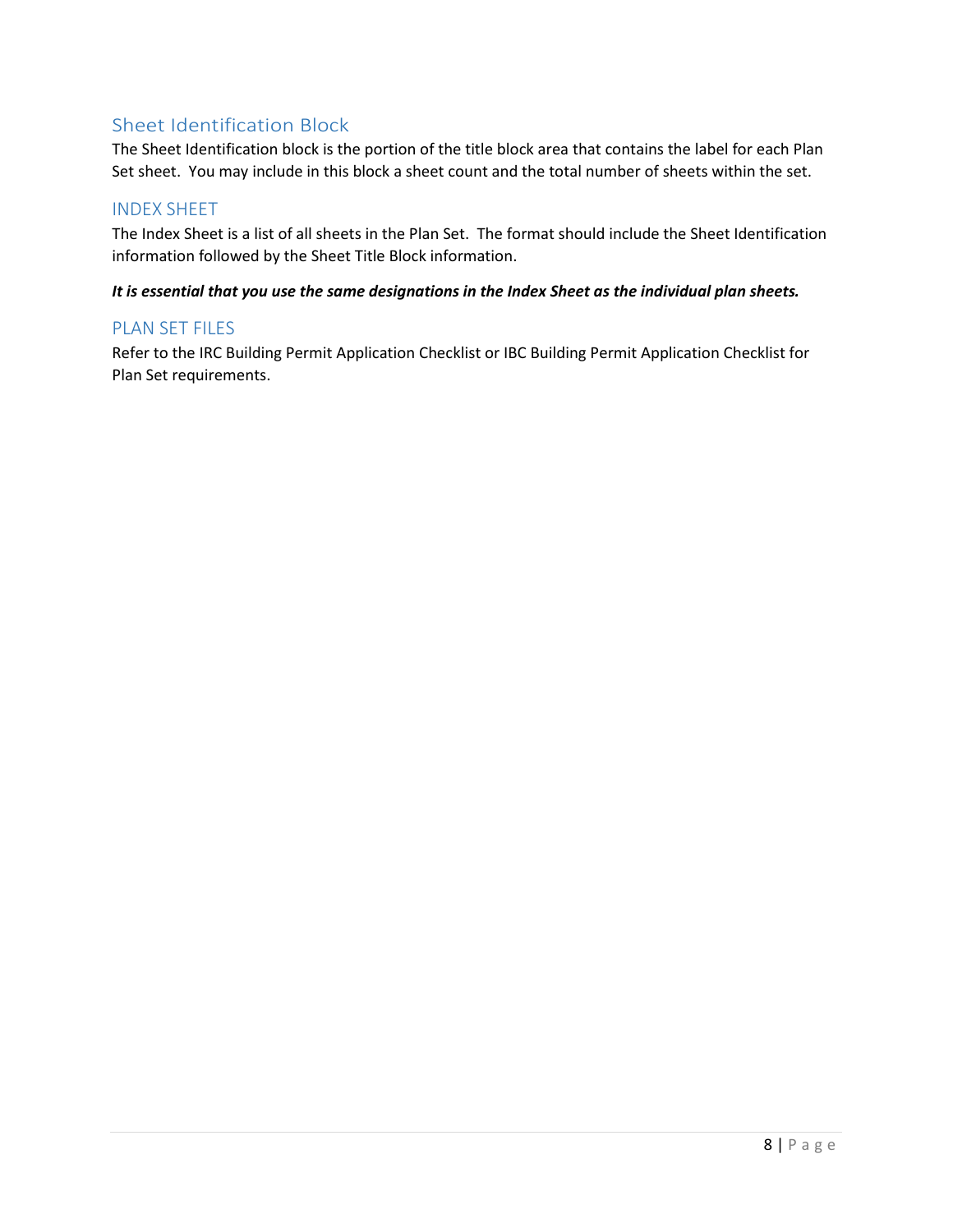## Sheet Identification Block

The Sheet Identification block is the portion of the title block area that contains the label for each Plan Set sheet. You may include in this block a sheet count and the total number of sheets within the set.

### INDEX SHEET

The Index Sheet is a list of all sheets in the Plan Set. The format should include the Sheet Identification information followed by the Sheet Title Block information.

***It is essential that you use the same designations in the Index Sheet as the individual plan sheets.***

### PLAN SET FILES

Refer to the IRC Building Permit Application Checklist or IBC Building Permit Application Checklist for Plan Set requirements.